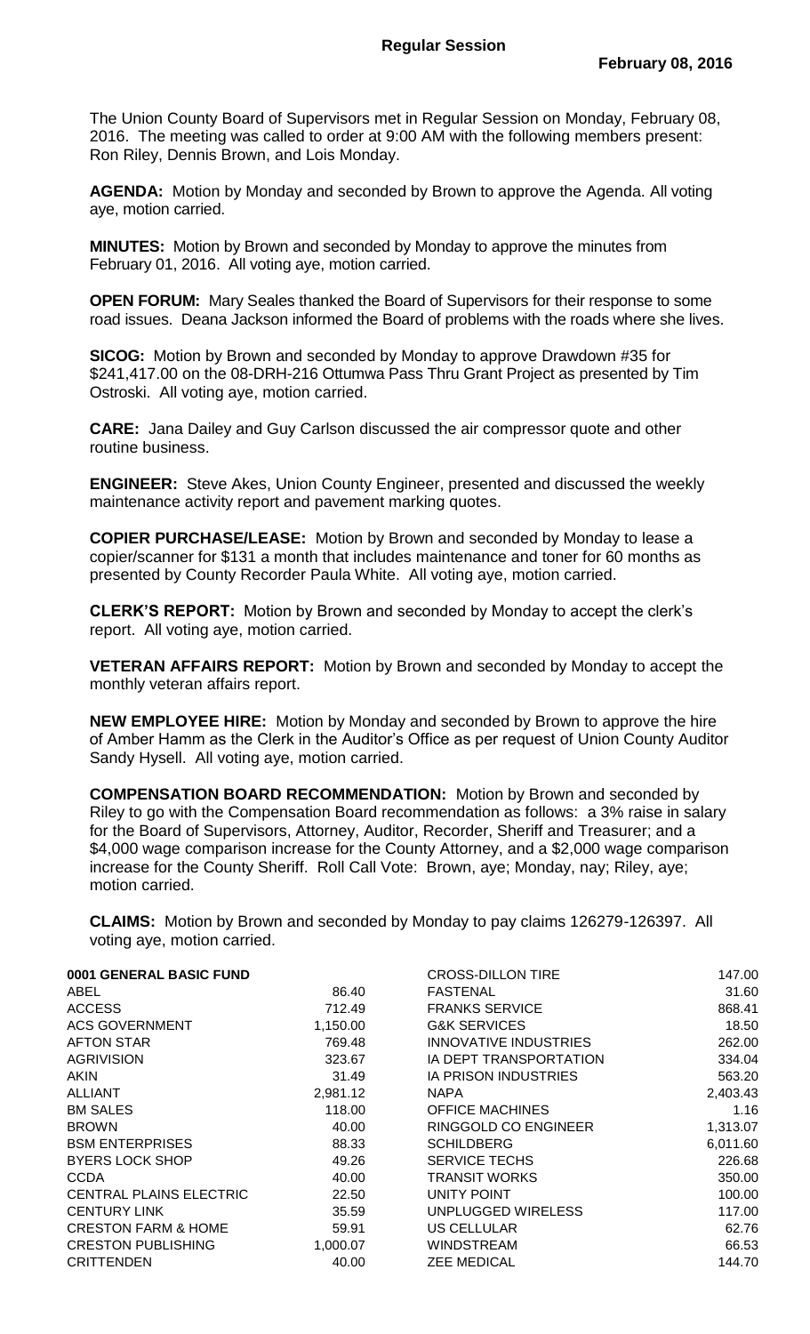## Regular Session

**February 08, 2016**

The Union County Board of Supervisors met in Regular Session on Monday, February 08, 2016. The meeting was called to order at 9:00 AM with the following members present: Ron Riley, Dennis Brown, and Lois Monday.

**AGENDA:** Motion by Monday and seconded by Brown to approve the Agenda. All voting aye, motion carried.

**MINUTES:** Motion by Brown and seconded by Monday to approve the minutes from February 01, 2016. All voting aye, motion carried.

**OPEN FORUM:** Mary Seales thanked the Board of Supervisors for their response to some road issues. Deana Jackson informed the Board of problems with the roads where she lives.

**SICOG:** Motion by Brown and seconded by Monday to approve Drawdown #35 for $241,417.00 on the 08-DRH-216 Ottumwa Pass Thru Grant Project as presented by Tim Ostroski. All voting aye, motion carried.

**CARE:** Jana Dailey and Guy Carlson discussed the air compressor quote and other routine business.

**ENGINEER:** Steve Akes, Union County Engineer, presented and discussed the weekly maintenance activity report and pavement marking quotes.

**COPIER PURCHASE/LEASE:** Motion by Brown and seconded by Monday to lease a copier/scanner for $131 a month that includes maintenance and toner for 60 months as presented by County Recorder Paula White. All voting aye, motion carried.

**CLERK'S REPORT:** Motion by Brown and seconded by Monday to accept the clerk's report. All voting aye, motion carried.

**VETERAN AFFAIRS REPORT:** Motion by Brown and seconded by Monday to accept the monthly veteran affairs report.

**NEW EMPLOYEE HIRE:** Motion by Monday and seconded by Brown to approve the hire of Amber Hamm as the Clerk in the Auditor's Office as per request of Union County Auditor Sandy Hysell. All voting aye, motion carried.

**COMPENSATION BOARD RECOMMENDATION:** Motion by Brown and seconded by Riley to go with the Compensation Board recommendation as follows: a 3% raise in salary for the Board of Supervisors, Attorney, Auditor, Recorder, Sheriff and Treasurer; and a $4,000 wage comparison increase for the County Attorney, and a $2,000 wage comparison increase for the County Sheriff. Roll Call Vote: Brown, aye; Monday, nay; Riley, aye; motion carried.

**CLAIMS:** Motion by Brown and seconded by Monday to pay claims 126279-126397. All voting aye, motion carried.

| **0001 GENERAL BASIC FUND** | |
|---|---|
| ABEL | 86.40 |
| ACCESS | 712.49 |
| ACS GOVERNMENT | 1,150.00 |
| AFTON STAR | 769.48 |
| AGRIVISION | 323.67 |
| AKIN | 31.49 |
| ALLIANT | 2,981.12 |
| BM SALES | 118.00 |
| BROWN | 40.00 |
| BSM ENTERPRISES | 88.33 |
| BYERS LOCK SHOP | 49.26 |
| CCDA | 40.00 |
| CENTRAL PLAINS ELECTRIC | 22.50 |
| CENTURY LINK | 35.59 |
| CRESTON FARM & HOME | 59.91 |
| CRESTON PUBLISHING | 1,000.07 |
| CRITTENDEN | 40.00 |
| CROSS-DILLON TIRE | 147.00 |
| FASTENAL | 31.60 |
| FRANKS SERVICE | 868.41 |
| G&K SERVICES | 18.50 |
| INNOVATIVE INDUSTRIES | 262.00 |
| IA DEPT TRANSPORTATION | 334.04 |
| IA PRISON INDUSTRIES | 563.20 |
| NAPA | 2,403.43 |
| OFFICE MACHINES | 1.16 |
| RINGGOLD CO ENGINEER | 1,313.07 |
| SCHILDBERG | 6,011.60 |
| SERVICE TECHS | 226.68 |
| TRANSIT WORKS | 350.00 |
| UNITY POINT | 100.00 |
| UNPLUGGED WIRELESS | 117.00 |
| US CELLULAR | 62.76 |
| WINDSTREAM | 66.53 |
| ZEE MEDICAL | 144.70 |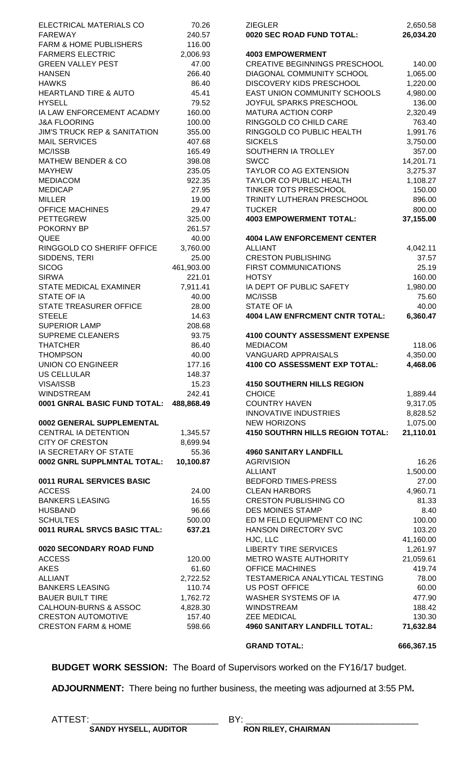| | |
|---|---|
| ELECTRICAL MATERIALS CO | 70.26 |
| FAREWAY | 240.57 |
| FARM & HOME PUBLISHERS | 116.00 |
| FARMERS ELECTRIC | 2,006.93 |
| GREEN VALLEY PEST | 47.00 |
| HANSEN | 266.40 |
| HAWKS | 86.40 |
| HEARTLAND TIRE & AUTO | 45.41 |
| HYSELL | 79.52 |
| IA LAW ENFORCEMENT ACADMY | 160.00 |
| J&A FLOORING | 100.00 |
| JIM'S TRUCK REP & SANITATION | 355.00 |
| MAIL SERVICES | 407.68 |
| MC/ISSB | 165.49 |
| MATHEW BENDER & CO | 398.08 |
| MAYHEW | 235.05 |
| MEDIACOM | 922.35 |
| MEDICAP | 27.95 |
| MILLER | 19.00 |
| OFFICE MACHINES | 29.47 |
| PETTEGREW | 325.00 |
| POKORNY BP | 261.57 |
| QUEE | 40.00 |
| RINGGOLD CO SHERIFF OFFICE | 3,760.00 |
| SIDDENS, TERI | 25.00 |
| SICOG | 461,903.00 |
| SIRWA | 221.01 |
| STATE MEDICAL EXAMINER | 7,911.41 |
| STATE OF IA | 40.00 |
| STATE TREASURER OFFICE | 28.00 |
| STEELE | 14.63 |
| SUPERIOR LAMP | 208.68 |
| SUPREME CLEANERS | 93.75 |
| THATCHER | 86.40 |
| THOMPSON | 40.00 |
| UNION CO ENGINEER | 177.16 |
| US CELLULAR | 148.37 |
| VISA/ISSB | 15.23 |
| WINDSTREAM | 242.41 |
| **0001 GNRAL BASIC FUND TOTAL:** | **488,868.49** |

**0002 GENERAL SUPPLEMENTAL**

| | |
|---|---|
| CENTRAL IA DETENTION | 1,345.57 |
| CITY OF CRESTON | 8,699.94 |
| IA SECRETARY OF STATE | 55.36 |
| **0002 GNRL SUPPLMNTAL TOTAL:** | **10,100.87** |

**0011 RURAL SERVICES BASIC**

| | |
|---|---|
| ACCESS | 24.00 |
| BANKERS LEASING | 16.55 |
| HUSBAND | 96.66 |
| SCHULTES | 500.00 |
| **0011 RURAL SRVCS BASIC TTAL:** | **637.21** |

**0020 SECONDARY ROAD FUND**

| | |
|---|---|
| ACCESS | 120.00 |
| AKES | 61.60 |
| ALLIANT | 2,722.52 |
| BANKERS LEASING | 110.74 |
| BAUER BUILT TIRE | 1,762.72 |
| CALHOUN-BURNS & ASSOC | 4,828.30 |
| CRESTON AUTOMOTIVE | 157.40 |
| CRESTON FARM & HOME | 598.66 |
| ZIEGLER | 2,650.58 |
| **0020 SEC ROAD FUND TOTAL:** | **26,034.20** |

**4003 EMPOWERMENT**

| | |
|---|---|
| CREATIVE BEGINNINGS PRESCHOOL | 140.00 |
| DIAGONAL COMMUNITY SCHOOL | 1,065.00 |
| DISCOVERY KIDS PRESCHOOL | 1,220.00 |
| EAST UNION COMMUNITY SCHOOLS | 4,980.00 |
| JOYFUL SPARKS PRESCHOOL | 136.00 |
| MATURA ACTION CORP | 2,320.49 |
| RINGGOLD CO CHILD CARE | 763.40 |
| RINGGOLD CO PUBLIC HEALTH | 1,991.76 |
| SICKELS | 3,750.00 |
| SOUTHERN IA TROLLEY | 357.00 |
| SWCC | 14,201.71 |
| TAYLOR CO AG EXTENSION | 3,275.37 |
| TAYLOR CO PUBLIC HEALTH | 1,108.27 |
| TINKER TOTS PRESCHOOL | 150.00 |
| TRINITY LUTHERAN PRESCHOOL | 896.00 |
| TUCKER | 800.00 |
| **4003 EMPOWERMENT TOTAL:** | **37,155.00** |

**4004 LAW ENFORCEMENT CENTER**

| | |
|---|---|
| ALLIANT | 4,042.11 |
| CRESTON PUBLISHING | 37.57 |
| FIRST COMMUNICATIONS | 25.19 |
| HOTSY | 160.00 |
| IA DEPT OF PUBLIC SAFETY | 1,980.00 |
| MC/ISSB | 75.60 |
| STATE OF IA | 40.00 |
| **4004 LAW ENFRCMENT CNTR TOTAL:** | **6,360.47** |

**4100 COUNTY ASSESSMENT EXPENSE**

| | |
|---|---|
| MEDIACOM | 118.06 |
| VANGUARD APPRAISALS | 4,350.00 |
| **4100 CO ASSESSMENT EXP TOTAL:** | **4,468.06** |

**4150 SOUTHERN HILLS REGION**

| | |
|---|---|
| CHOICE | 1,889.44 |
| COUNTRY HAVEN | 9,317.05 |
| INNOVATIVE INDUSTRIES | 8,828.52 |
| NEW HORIZONS | 1,075.00 |
| **4150 SOUTHRN HILLS REGION TOTAL:** | **21,110.01** |

**4960 SANITARY LANDFILL**

| | |
|---|---|
| AGRIVISION | 16.26 |
| ALLIANT | 1,500.00 |
| BEDFORD TIMES-PRESS | 27.00 |
| CLEAN HARBORS | 4,960.71 |
| CRESTON PUBLISHING CO | 81.33 |
| DES MOINES STAMP | 8.40 |
| ED M FELD EQUIPMENT CO INC | 100.00 |
| HANSON DIRECTORY SVC | 103.20 |
| HJC, LLC | 41,160.00 |
| LIBERTY TIRE SERVICES | 1,261.97 |
| METRO WASTE AUTHORITY | 21,059.61 |
| OFFICE MACHINES | 419.74 |
| TESTAMERICA ANALYTICAL TESTING | 78.00 |
| US POST OFFICE | 60.00 |
| WASHER SYSTEMS OF IA | 477.90 |
| WINDSTREAM | 188.42 |
| ZEE MEDICAL | 130.30 |
| **4960 SANITARY LANDFILL TOTAL:** | **71,632.84** |

**GRAND TOTAL:** **666,367.15**

**BUDGET WORK SESSION:** The Board of Supervisors worked on the FY16/17 budget.

**ADJOURNMENT:** There being no further business, the meeting was adjourned at 3:55 PM**.**

ATTEST: ___________________________ BY: ___________________________________

**SANDY HYSELL, AUDITOR** **RON RILEY, CHAIRMAN**